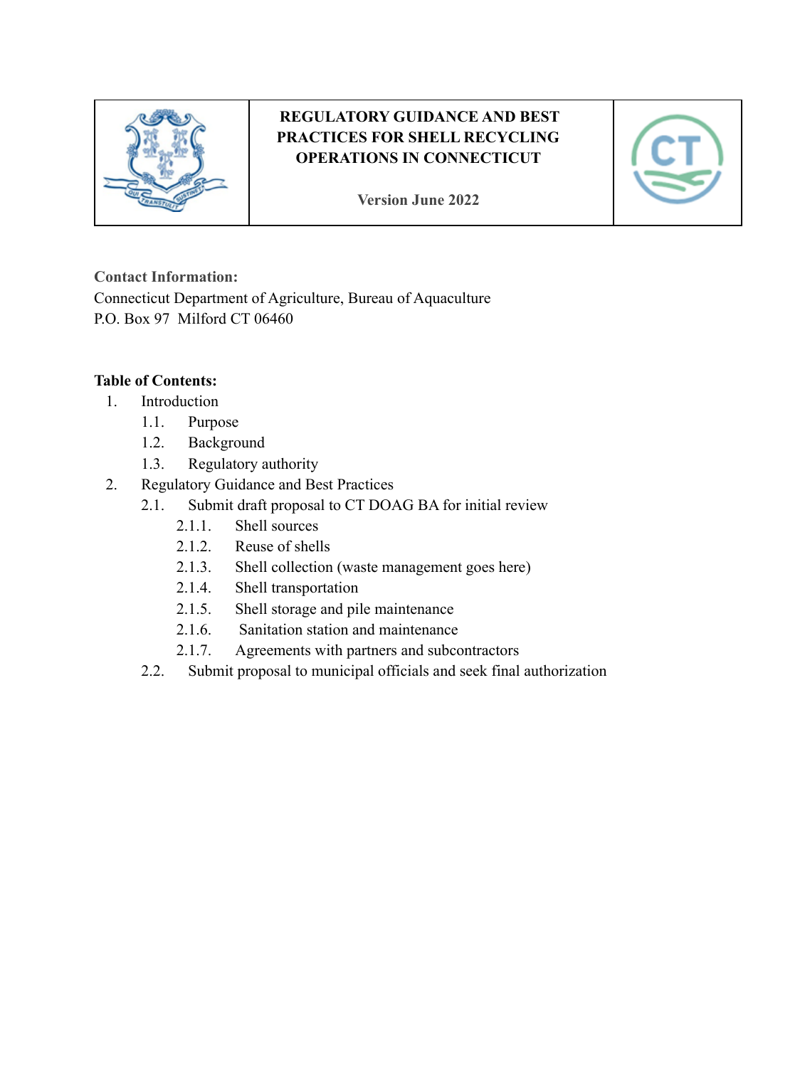# REGULATORY GUIDANCE AND BEST PRACTICES FOR SHELL RECYCLING OPERATIONS IN CONNECTICUT

**Version June 2022**

**Contact Information:**
Connecticut Department of Agriculture, Bureau of Aquaculture
P.O. Box 97 Milford CT 06460

**Table of Contents:**

1. Introduction
   1.1. Purpose
   1.2. Background
   1.3. Regulatory authority
2. Regulatory Guidance and Best Practices
   2.1. Submit draft proposal to CT DOAG BA for initial review
      2.1.1. Shell sources
      2.1.2. Reuse of shells
      2.1.3. Shell collection (waste management goes here)
      2.1.4. Shell transportation
      2.1.5. Shell storage and pile maintenance
      2.1.6. Sanitation station and maintenance
      2.1.7. Agreements with partners and subcontractors
   2.2. Submit proposal to municipal officials and seek final authorization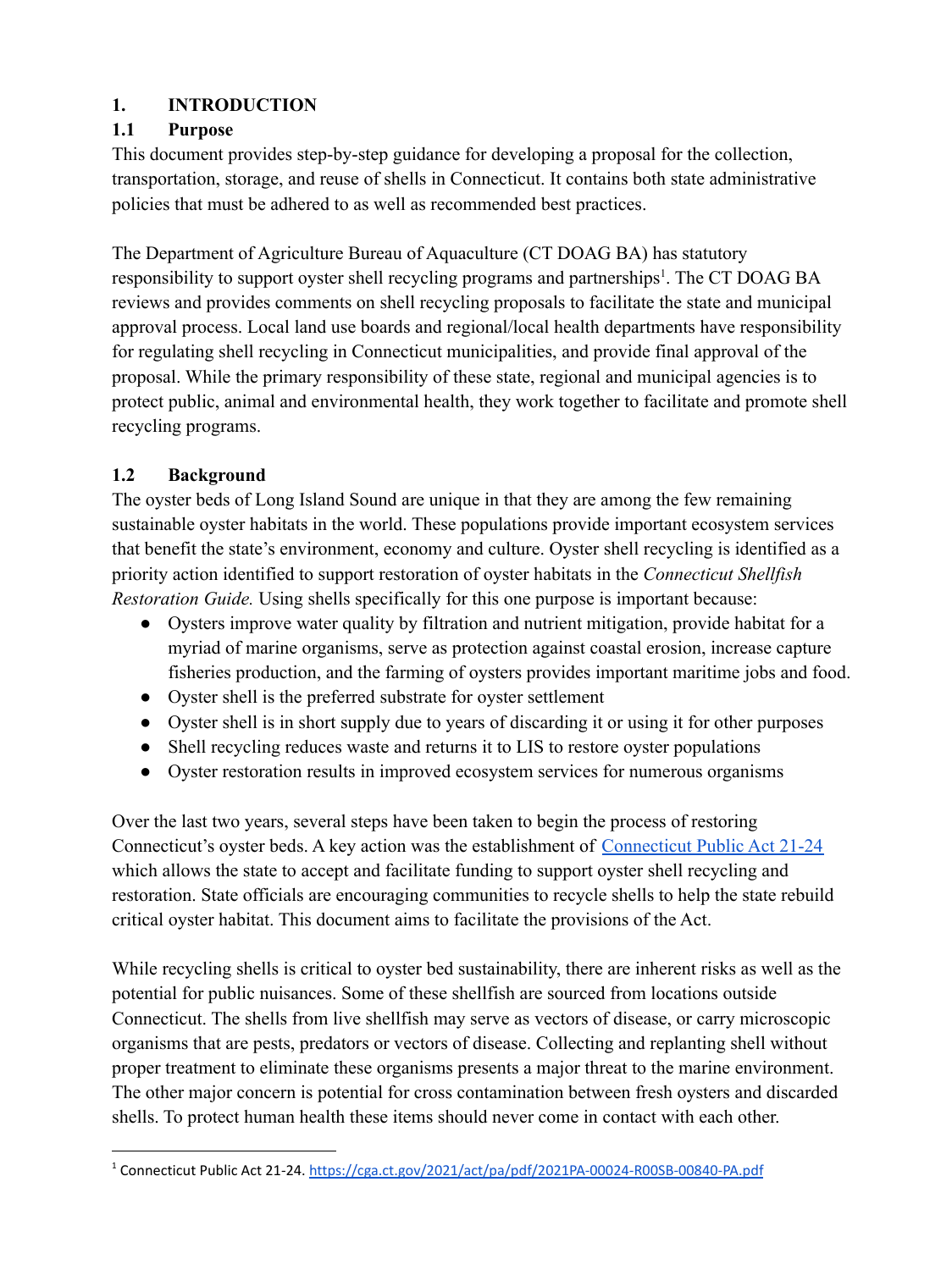## 1. INTRODUCTION

### 1.1 Purpose

This document provides step-by-step guidance for developing a proposal for the collection, transportation, storage, and reuse of shells in Connecticut. It contains both state administrative policies that must be adhered to as well as recommended best practices.

The Department of Agriculture Bureau of Aquaculture (CT DOAG BA) has statutory responsibility to support oyster shell recycling programs and partnerships[1]. The CT DOAG BA reviews and provides comments on shell recycling proposals to facilitate the state and municipal approval process. Local land use boards and regional/local health departments have responsibility for regulating shell recycling in Connecticut municipalities, and provide final approval of the proposal. While the primary responsibility of these state, regional and municipal agencies is to protect public, animal and environmental health, they work together to facilitate and promote shell recycling programs.

### 1.2 Background

The oyster beds of Long Island Sound are unique in that they are among the few remaining sustainable oyster habitats in the world. These populations provide important ecosystem services that benefit the state's environment, economy and culture. Oyster shell recycling is identified as a priority action identified to support restoration of oyster habitats in the *Connecticut Shellfish Restoration Guide.* Using shells specifically for this one purpose is important because:

- Oysters improve water quality by filtration and nutrient mitigation, provide habitat for a myriad of marine organisms, serve as protection against coastal erosion, increase capture fisheries production, and the farming of oysters provides important maritime jobs and food.
- Oyster shell is the preferred substrate for oyster settlement
- Oyster shell is in short supply due to years of discarding it or using it for other purposes
- Shell recycling reduces waste and returns it to LIS to restore oyster populations
- Oyster restoration results in improved ecosystem services for numerous organisms

Over the last two years, several steps have been taken to begin the process of restoring Connecticut's oyster beds. A key action was the establishment of [Connecticut Public Act 21-24](https://cga.ct.gov/2021/act/pa/pdf/2021PA-00024-R00SB-00840-PA.pdf) which allows the state to accept and facilitate funding to support oyster shell recycling and restoration. State officials are encouraging communities to recycle shells to help the state rebuild critical oyster habitat. This document aims to facilitate the provisions of the Act.

While recycling shells is critical to oyster bed sustainability, there are inherent risks as well as the potential for public nuisances. Some of these shellfish are sourced from locations outside Connecticut. The shells from live shellfish may serve as vectors of disease, or carry microscopic organisms that are pests, predators or vectors of disease. Collecting and replanting shell without proper treatment to eliminate these organisms presents a major threat to the marine environment. The other major concern is potential for cross contamination between fresh oysters and discarded shells. To protect human health these items should never come in contact with each other.

---

[1] Connecticut Public Act 21-24. https://cga.ct.gov/2021/act/pa/pdf/2021PA-00024-R00SB-00840-PA.pdf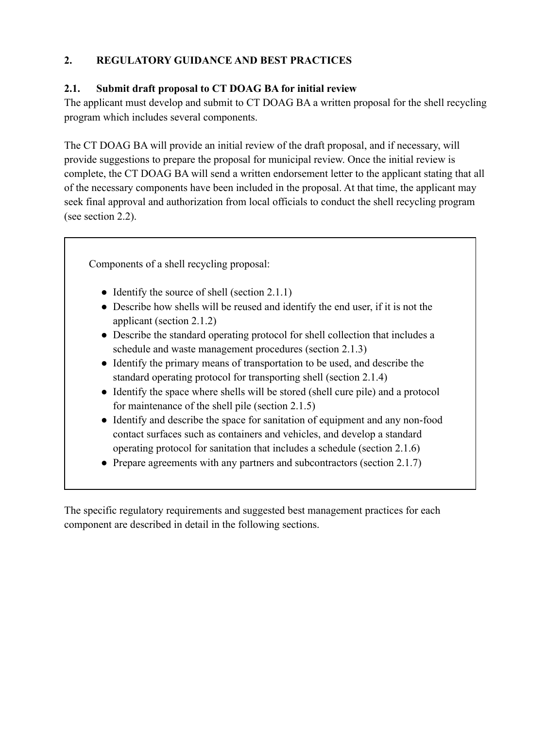## 2. REGULATORY GUIDANCE AND BEST PRACTICES

### 2.1. Submit draft proposal to CT DOAG BA for initial review

The applicant must develop and submit to CT DOAG BA a written proposal for the shell recycling program which includes several components.

The CT DOAG BA will provide an initial review of the draft proposal, and if necessary, will provide suggestions to prepare the proposal for municipal review. Once the initial review is complete, the CT DOAG BA will send a written endorsement letter to the applicant stating that all of the necessary components have been included in the proposal. At that time, the applicant may seek final approval and authorization from local officials to conduct the shell recycling program (see section 2.2).

Components of a shell recycling proposal:

- Identify the source of shell (section 2.1.1)
- Describe how shells will be reused and identify the end user, if it is not the applicant (section 2.1.2)
- Describe the standard operating protocol for shell collection that includes a schedule and waste management procedures (section 2.1.3)
- Identify the primary means of transportation to be used, and describe the standard operating protocol for transporting shell (section 2.1.4)
- Identify the space where shells will be stored (shell cure pile) and a protocol for maintenance of the shell pile (section 2.1.5)
- Identify and describe the space for sanitation of equipment and any non-food contact surfaces such as containers and vehicles, and develop a standard operating protocol for sanitation that includes a schedule (section 2.1.6)
- Prepare agreements with any partners and subcontractors (section 2.1.7)

The specific regulatory requirements and suggested best management practices for each component are described in detail in the following sections.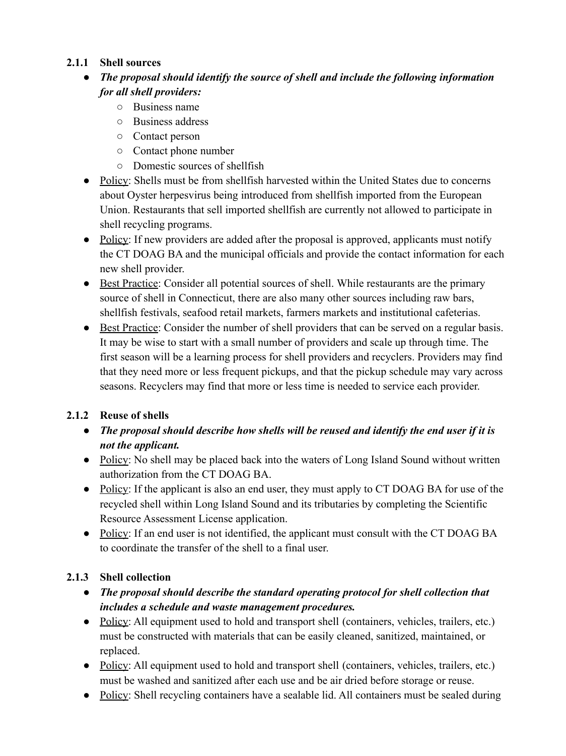### 2.1.1 Shell sources

- ***The proposal should identify the source of shell and include the following information for all shell providers:***
  - Business name
  - Business address
  - Contact person
  - Contact phone number
  - Domestic sources of shellfish
- Policy: Shells must be from shellfish harvested within the United States due to concerns about Oyster herpesvirus being introduced from shellfish imported from the European Union. Restaurants that sell imported shellfish are currently not allowed to participate in shell recycling programs.
- Policy: If new providers are added after the proposal is approved, applicants must notify the CT DOAG BA and the municipal officials and provide the contact information for each new shell provider.
- Best Practice: Consider all potential sources of shell. While restaurants are the primary source of shell in Connecticut, there are also many other sources including raw bars, shellfish festivals, seafood retail markets, farmers markets and institutional cafeterias.
- Best Practice: Consider the number of shell providers that can be served on a regular basis. It may be wise to start with a small number of providers and scale up through time. The first season will be a learning process for shell providers and recyclers. Providers may find that they need more or less frequent pickups, and that the pickup schedule may vary across seasons. Recyclers may find that more or less time is needed to service each provider.

### 2.1.2 Reuse of shells

- ***The proposal should describe how shells will be reused and identify the end user if it is not the applicant.***
- Policy: No shell may be placed back into the waters of Long Island Sound without written authorization from the CT DOAG BA.
- Policy: If the applicant is also an end user, they must apply to CT DOAG BA for use of the recycled shell within Long Island Sound and its tributaries by completing the Scientific Resource Assessment License application.
- Policy: If an end user is not identified, the applicant must consult with the CT DOAG BA to coordinate the transfer of the shell to a final user.

### 2.1.3 Shell collection

- ***The proposal should describe the standard operating protocol for shell collection that includes a schedule and waste management procedures.***
- Policy: All equipment used to hold and transport shell (containers, vehicles, trailers, etc.) must be constructed with materials that can be easily cleaned, sanitized, maintained, or replaced.
- Policy: All equipment used to hold and transport shell (containers, vehicles, trailers, etc.) must be washed and sanitized after each use and be air dried before storage or reuse.
- Policy: Shell recycling containers have a sealable lid. All containers must be sealed during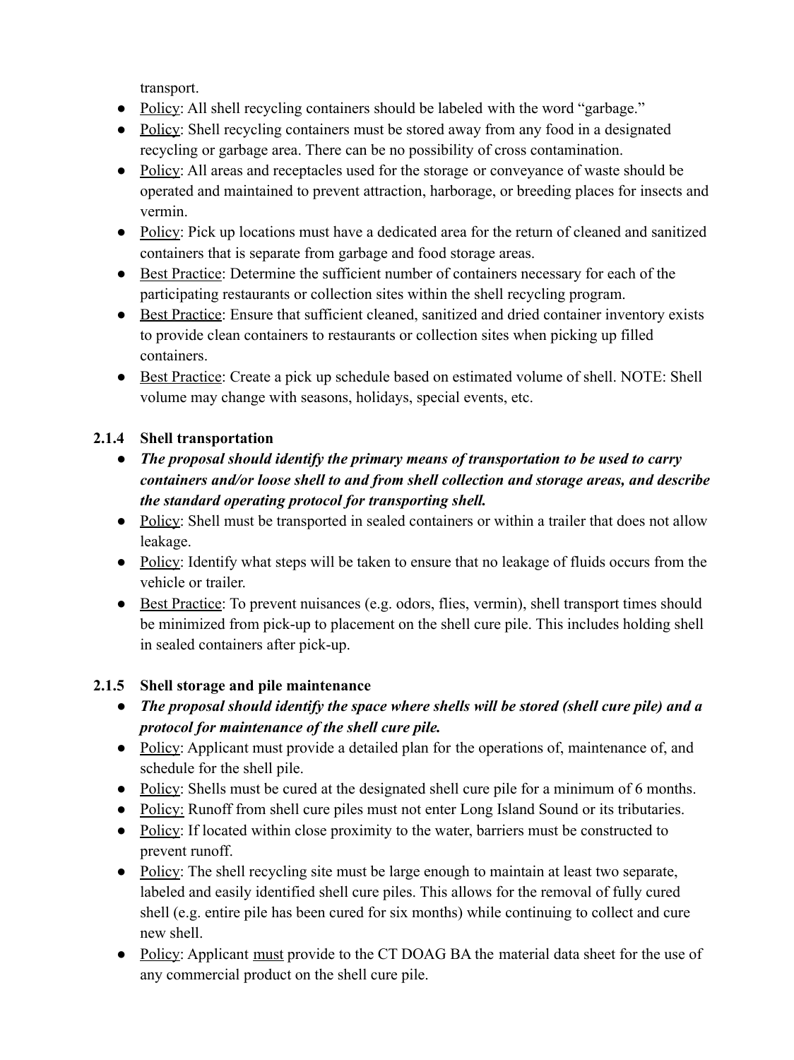transport.

- <u>Policy</u>: All shell recycling containers should be labeled with the word "garbage."
- <u>Policy</u>: Shell recycling containers must be stored away from any food in a designated recycling or garbage area. There can be no possibility of cross contamination.
- <u>Policy</u>: All areas and receptacles used for the storage or conveyance of waste should be operated and maintained to prevent attraction, harborage, or breeding places for insects and vermin.
- <u>Policy</u>: Pick up locations must have a dedicated area for the return of cleaned and sanitized containers that is separate from garbage and food storage areas.
- <u>Best Practice</u>: Determine the sufficient number of containers necessary for each of the participating restaurants or collection sites within the shell recycling program.
- <u>Best Practice</u>: Ensure that sufficient cleaned, sanitized and dried container inventory exists to provide clean containers to restaurants or collection sites when picking up filled containers.
- <u>Best Practice</u>: Create a pick up schedule based on estimated volume of shell. NOTE: Shell volume may change with seasons, holidays, special events, etc.

### 2.1.4 Shell transportation

- ***The proposal should identify the primary means of transportation to be used to carry containers and/or loose shell to and from shell collection and storage areas, and describe the standard operating protocol for transporting shell.***
- <u>Policy</u>: Shell must be transported in sealed containers or within a trailer that does not allow leakage.
- <u>Policy</u>: Identify what steps will be taken to ensure that no leakage of fluids occurs from the vehicle or trailer.
- <u>Best Practice</u>: To prevent nuisances (e.g. odors, flies, vermin), shell transport times should be minimized from pick-up to placement on the shell cure pile. This includes holding shell in sealed containers after pick-up.

### 2.1.5 Shell storage and pile maintenance

- ***The proposal should identify the space where shells will be stored (shell cure pile) and a protocol for maintenance of the shell cure pile.***
- <u>Policy</u>: Applicant must provide a detailed plan for the operations of, maintenance of, and schedule for the shell pile.
- <u>Policy</u>: Shells must be cured at the designated shell cure pile for a minimum of 6 months.
- <u>Policy:</u> Runoff from shell cure piles must not enter Long Island Sound or its tributaries.
- <u>Policy</u>: If located within close proximity to the water, barriers must be constructed to prevent runoff.
- <u>Policy</u>: The shell recycling site must be large enough to maintain at least two separate, labeled and easily identified shell cure piles. This allows for the removal of fully cured shell (e.g. entire pile has been cured for six months) while continuing to collect and cure new shell.
- <u>Policy</u>: Applicant <u>must</u> provide to the CT DOAG BA the material data sheet for the use of any commercial product on the shell cure pile.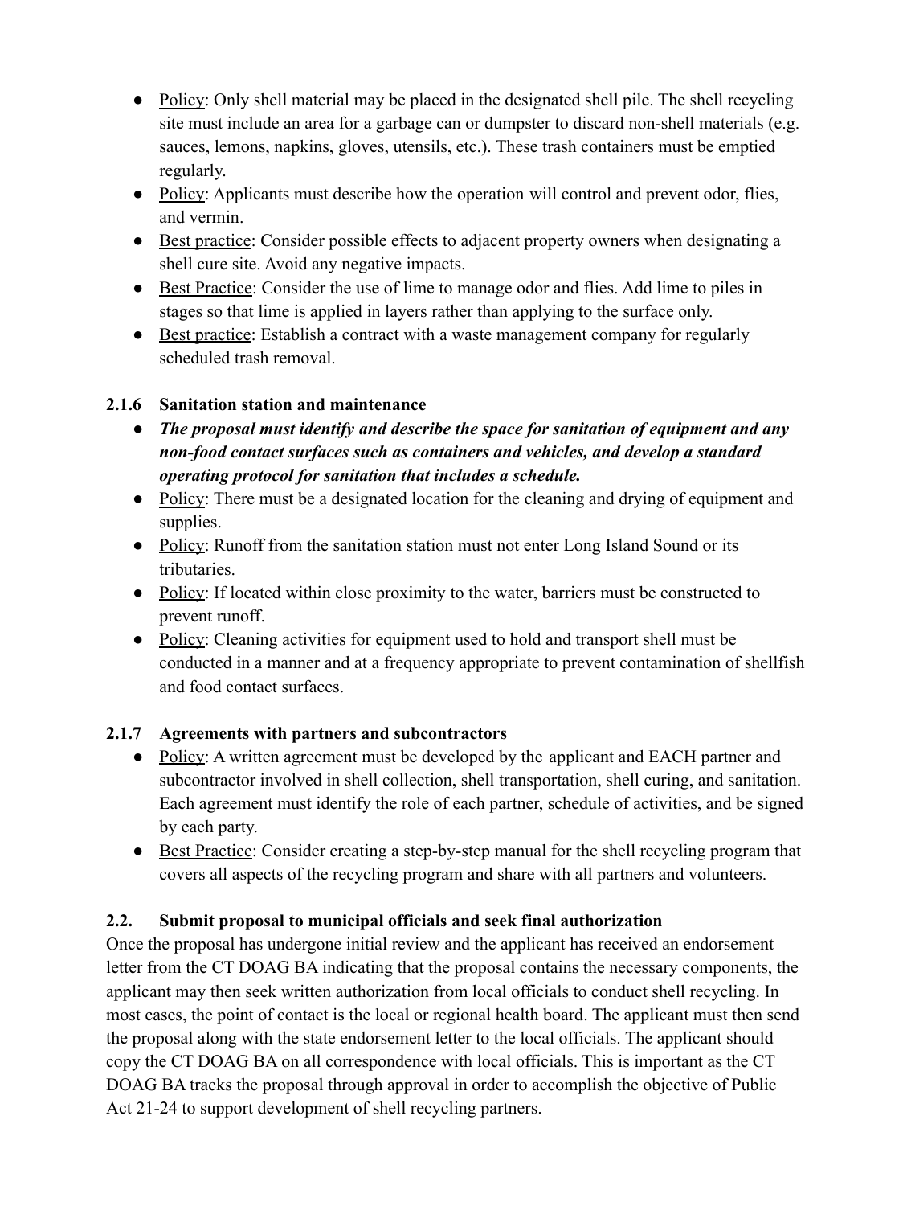- Policy: Only shell material may be placed in the designated shell pile. The shell recycling site must include an area for a garbage can or dumpster to discard non-shell materials (e.g. sauces, lemons, napkins, gloves, utensils, etc.). These trash containers must be emptied regularly.
- Policy: Applicants must describe how the operation will control and prevent odor, flies, and vermin.
- Best practice: Consider possible effects to adjacent property owners when designating a shell cure site. Avoid any negative impacts.
- Best Practice: Consider the use of lime to manage odor and flies. Add lime to piles in stages so that lime is applied in layers rather than applying to the surface only.
- Best practice: Establish a contract with a waste management company for regularly scheduled trash removal.

### 2.1.6 Sanitation station and maintenance

- ***The proposal must identify and describe the space for sanitation of equipment and any non-food contact surfaces such as containers and vehicles, and develop a standard operating protocol for sanitation that includes a schedule.***
- Policy: There must be a designated location for the cleaning and drying of equipment and supplies.
- Policy: Runoff from the sanitation station must not enter Long Island Sound or its tributaries.
- Policy: If located within close proximity to the water, barriers must be constructed to prevent runoff.
- Policy: Cleaning activities for equipment used to hold and transport shell must be conducted in a manner and at a frequency appropriate to prevent contamination of shellfish and food contact surfaces.

### 2.1.7 Agreements with partners and subcontractors

- Policy: A written agreement must be developed by the applicant and EACH partner and subcontractor involved in shell collection, shell transportation, shell curing, and sanitation. Each agreement must identify the role of each partner, schedule of activities, and be signed by each party.
- Best Practice: Consider creating a step-by-step manual for the shell recycling program that covers all aspects of the recycling program and share with all partners and volunteers.

## 2.2. Submit proposal to municipal officials and seek final authorization

Once the proposal has undergone initial review and the applicant has received an endorsement letter from the CT DOAG BA indicating that the proposal contains the necessary components, the applicant may then seek written authorization from local officials to conduct shell recycling. In most cases, the point of contact is the local or regional health board. The applicant must then send the proposal along with the state endorsement letter to the local officials. The applicant should copy the CT DOAG BA on all correspondence with local officials. This is important as the CT DOAG BA tracks the proposal through approval in order to accomplish the objective of Public Act 21-24 to support development of shell recycling partners.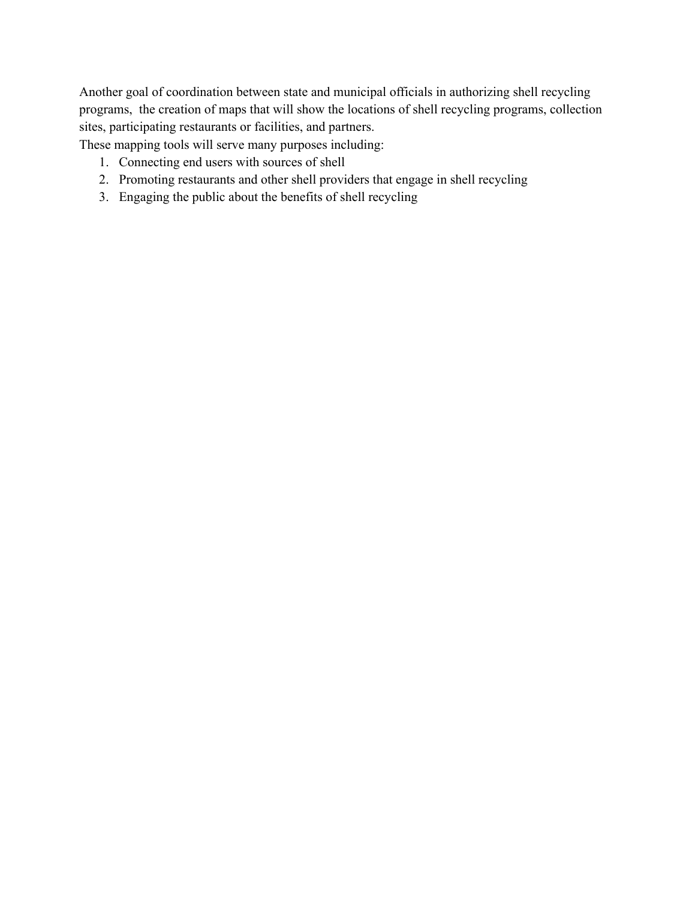Another goal of coordination between state and municipal officials in authorizing shell recycling programs, the creation of maps that will show the locations of shell recycling programs, collection sites, participating restaurants or facilities, and partners.

These mapping tools will serve many purposes including:

1. Connecting end users with sources of shell
2. Promoting restaurants and other shell providers that engage in shell recycling
3. Engaging the public about the benefits of shell recycling